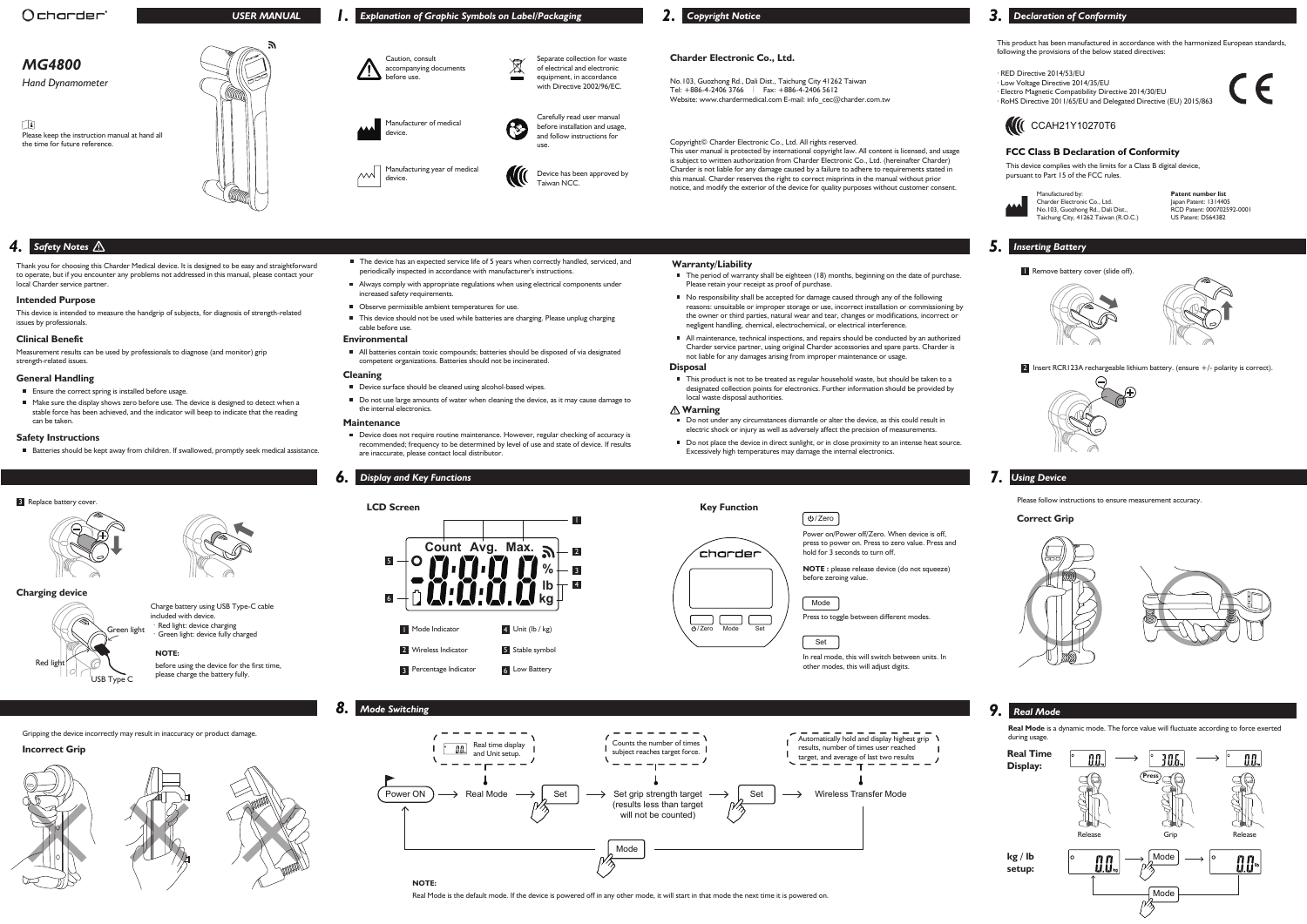charder® USER MANUAL

# MG4800

*Hand Dynamometer*

Please keep the instruction manual at hand all the time for future reference.

## 1. Explanation of Graphic Symbols on Label/Packaging

- Caution, consult accompanying documents before use.
- Separate collection for waste of electrical and electronic equipment, in accordance with Directive 2002/96/EC.
- Manufacturer of medical device.
- Carefully read user manual before installation and usage, and follow instructions for use.
- Manufacturing year of medical device.
- Device has been approved by Taiwan NCC.

## 2. Copyright Notice

**Charder Electronic Co., Ltd.**

No.103, Guozhong Rd., Dali Dist., Taichung City 41262 Taiwan
Tel: +886-4-2406 3766 | Fax: +886-4-2406 5612
Website: www.chardermedical.com E-mail: info_cec@charder.com.tw

Copyright© Charder Electronic Co., Ltd. All rights reserved.
This user manual is protected by international copyright law. All content is licensed, and usage is subject to written authorization from Charder Electronic Co., Ltd. (hereinafter Charder) Charder is not liable for any damage caused by a failure to adhere to requirements stated in this manual. Charder reserves the right to correct misprints in the manual without prior notice, and modify the exterior of the device for quality purposes without customer consent.

## 3. Declaration of Conformity

This product has been manufactured in accordance with the harmonized European standards, following the provisions of the below stated directives:

- RED Directive 2014/53/EU
- Low Voltage Directive 2014/35/EU
- Electro Magnetic Compatibility Directive 2014/30/EU
- RoHS Directive 2011/65/EU and Delegated Directive (EU) 2015/863

CCAH21Y10270T6

### FCC Class B Declaration of Conformity

This device complies with the limits for a Class B digital device, pursuant to Part 15 of the FCC rules.

Manufactured by:
Charder Electronic Co., Ltd.
No.103, Guozhong Rd., Dali Dist.,
Taichung City, 41262 Taiwan (R.O.C.)

**Patent number list**
Japan Patent: 1314405
RCD Patent: 000702592-0001
US Patent: D564382

## 4. Safety Notes ⚠

Thank you for choosing this Charder Medical device. It is designed to be easy and straightforward to operate, but if you encounter any problems not addressed in this manual, please contact your local Charder service partner.

### Intended Purpose

This device is intended to measure the handgrip of subjects, for diagnosis of strength-related issues by professionals.

### Clinical Benefit

Measurement results can be used by professionals to diagnose (and monitor) grip strength-related issues.

### General Handling

- Ensure the correct spring is installed before usage.
- Make sure the display shows zero before use. The device is designed to detect when a stable force has been achieved, and the indicator will beep to indicate that the reading can be taken.

### Safety Instructions

- Batteries should be kept away from children. If swallowed, promptly seek medical assistance.
- The device has an expected service life of 5 years when correctly handled, serviced, and periodically inspected in accordance with manufacturer's instructions.
- Always comply with appropriate regulations when using electrical components under increased safety requirements.
- Observe permissible ambient temperatures for use.
- This device should not be used while batteries are charging. Please unplug charging cable before use.

### Environmental

- All batteries contain toxic compounds; batteries should be disposed of via designated competent organizations. Batteries should not be incinerated.

### Cleaning

- Device surface should be cleaned using alcohol-based wipes.
- Do not use large amounts of water when cleaning the device, as it may cause damage to the internal electronics.

### Maintenance

- Device does not require routine maintenance. However, regular checking of accuracy is recommended; frequency to be determined by level of use and state of device. If results are inaccurate, please contact local distributor.

### Warranty/Liability

- The period of warranty shall be eighteen (18) months, beginning on the date of purchase. Please retain your receipt as proof of purchase.
- No responsibility shall be accepted for damage caused through any of the following reasons: unsuitable or improper storage or use, incorrect installation or commissioning by the owner or third parties, natural wear and tear, changes or modifications, incorrect or negligent handling, chemical, electrochemical, or electrical interference.
- All maintenance, technical inspections, and repairs should be conducted by an authorized Charder service partner, using original Charder accessories and spare parts. Charder is not liable for any damages arising from improper maintenance or usage.

### Disposal

- This product is not to be treated as regular household waste, but should be taken to a designated collection points for electronics. Further information should be provided by local waste disposal authorities.

### ⚠ Warning

- Do not under any circumstances dismantle or alter the device, as this could result in electric shock or injury as well as adversely affect the precision of measurements.
- Do not place the device in direct sunlight, or in close proximity to an intense heat source. Excessively high temperatures may damage the internal electronics.

## 5. Inserting Battery

1. Remove battery cover (slide off).
2. Insert RCR123A rechargeable lithium battery. (ensure +/- polarity is correct).
3. Replace battery cover.

### Charging device

Charge battery using USB Type-C cable included with device.
- Red light: device charging
- Green light: device fully charged

Green light / Red light / USB Type C

**NOTE:**
before using the device for the first time, please charge the battery fully.

## 6. Display and Key Functions

### LCD Screen

Count Avg. Max. % lb kg

1. Mode Indicator
2. Wireless Indicator
3. Percentage Indicator
4. Unit (lb / kg)
5. Stable symbol
6. Low Battery

### Key Function

**⏻/ Zero**

Power on/Power off/Zero. When device is off, press to power on. Press to zero value. Press and hold for 3 seconds to turn off.

**NOTE :** please release device (do not squeeze) before zeroing value.

**Mode**

Press to toggle between different modes.

**Set**

In real mode, this will switch between units. In other modes, this will adjust digits.

## 7. Using Device

Please follow instructions to ensure measurement accuracy.

### Correct Grip

Gripping the device incorrectly may result in inaccuracy or product damage.

### Incorrect Grip

## 8. Mode Switching

Power ON → Real Mode → Set → Set grip strength target (results less than target will not be counted) → Set → Wireless Transfer Mode → Mode → (back to Real Mode)

- Real Mode: Real time display and Unit setup.
- Set grip strength target: Counts the number of times subject reaches target force.
- Wireless Transfer Mode: Automatically hold and display highest grip results, number of times user reached target, and average of last two results

**NOTE:**

Real Mode is the default mode. If the device is powered off in any other mode, it will start in that mode the next time it is powered on.

## 9. Real Mode

**Real Mode** is a dynamic mode. The force value will fluctuate according to force exerted during usage.

**Real Time Display:** 0.0 (Release) → 30.6 (Grip, Press) → 0.0 (Release)

**kg / lb setup:** 0.0 kg → Mode → 0.0 lb → Mode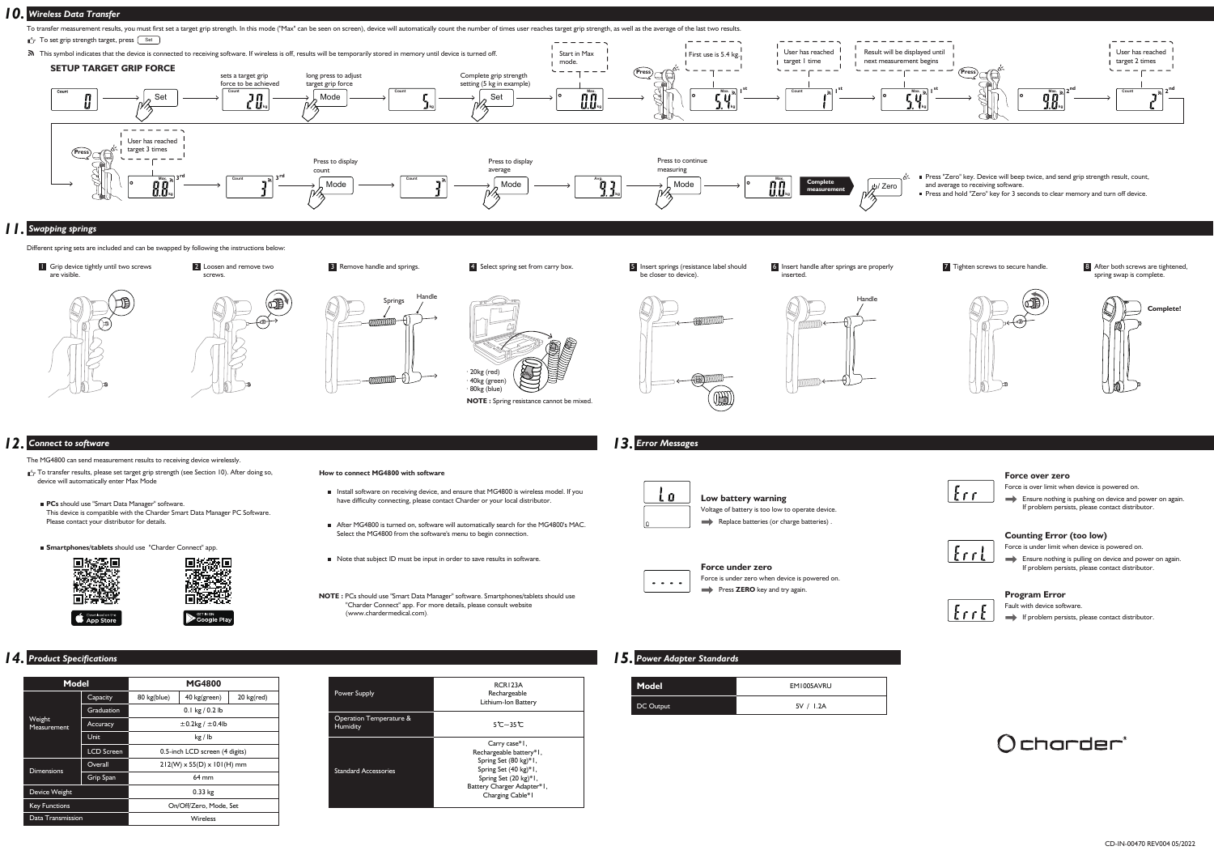## 10. Wireless Data Transfer

To transfer measurement results, you must first set a target grip strength. In this mode ("Max" can be seen on screen), device will automatically count the number of times user reaches target grip strength, as well as the average of the last two results.

To set grip strength target, press Set

This symbol indicates that the device is connected to receiving software. If wireless is off, results will be temporarily stored in memory until device is turned off.

### SETUP TARGET GRIP FORCE

Count 0 → Set → sets a target grip force to be achieved (Count 20 kg) → long press to adjust target grip force (Mode) → Count 5 kg → Complete grip strength setting (5 kg in example) (Set) → Start in Max mode. (Max 0.0 kg) → Press → First use is 5.4 kg (Max 5.4 kg, 1st) → User has reached target 1 time (Count 1, 1st) → Result will be displayed until next measurement begins (Max 5.4 kg, 1st) → Press → Max 9.8 kg (2nd) → User has reached target 2 times (Count 2, 2nd)

→ Press → User has reached target 3 times (Max 8.8 kg, 3rd) → Count 3 (3rd) → Press to display count (Mode) → Count 3 → Press to display average (Mode) → Avg. 9.3 kg → Press to continue measuring (Mode) → Max 0.0 kg → Complete measurement → On/Zero

- Press "Zero" key. Device will beep twice, and send grip strength result, count, and average to receiving software.
- Press and hold "Zero" key for 3 seconds to clear memory and turn off device.

## 11. Swapping springs

Different spring sets are included and can be swapped by following the instructions below:

1. Grip device tightly until two screws are visible.
2. Loosen and remove two screws.
3. Remove handle and springs.
   Springs
   Handle
4. Select spring set from carry box.
   - 20kg (red)
   - 40kg (green)
   - 80kg (blue)
   
   **NOTE :** Spring resistance cannot be mixed.
5. Insert springs (resistance label should be closer to device).
6. Insert handle after springs are properly inserted.
   Handle
7. Tighten screws to secure handle.
8. After both screws are tightened, spring swap is complete.
   Complete!

## 12. Connect to software

The MG4800 can send measurement results to receiving device wirelessly.

To transfer results, please set target grip strength (see Section 10). After doing so, device will automatically enter Max Mode

- **PCs** should use "Smart Data Manager" software.
  This device is compatible with the Charder Smart Data Manager PC Software. Please contact your distributor for details.
- **Smartphones/tablets** should use "Charder Connect" app.

Download on the App Store    GET IT ON Google Play

**How to connect MG4800 with software**

- Install software on receiving device, and ensure that MG4800 is wireless model. If you have difficulty connecting, please contact Charder or your local distributor.
- After MG4800 is turned on, software will automatically search for the MG4800's MAC. Select the MG4800 from the software's menu to begin connection.
- Note that subject ID must be input in order to save results in software.

**NOTE :** PCs should use "Smart Data Manager" software. Smartphones/tablets should use "Charder Connect" app. For more details, please consult website (www.chardermedical.com).

## 13. Error Messages

**Lo — Low battery warning**
Voltage of battery is too low to operate device.
→ Replace batteries (or charge batteries) .

**---- — Force under zero**
Force is under zero when device is powered on.
→ Press **ZERO** key and try again.

**Err — Force over zero**
Force is over limit when device is powered on.
→ Ensure nothing is pushing on device and power on again. If problem persists, please contact distributor.

**ErrL — Counting Error (too low)**
Force is under limit when device is powered on.
→ Ensure nothing is pulling on device and power on again. If problem persists, please contact distributor.

**ErrE — Program Error**
Fault with device software.
→ If problem persists, please contact distributor.

## 14. Product Specifications

| Model | | MG4800 | | |
|---|---|---|---|---|
| Weight Measurement | Capacity | 80 kg(blue) | 40 kg(green) | 20 kg(red) |
| | Graduation | 0.1 kg / 0.2 lb | | |
| | Accuracy | ±0.2kg / ±0.4lb | | |
| | Unit | kg / lb | | |
| | LCD Screen | 0.5-inch LCD screen (4 digits) | | |
| Dimensions | Overall | 212(W) x 55(D) x 101(H) mm | | |
| | Grip Span | 64 mm | | |
| Device Weight | | 0.33 kg | | |
| Key Functions | | On/Off/Zero, Mode, Set | | |
| Data Transmission | | Wireless | | |

| | |
|---|---|
| Power Supply | RCR123A Rechargeable Lithium-Ion Battery |
| Operation Temperature & Humidity | 5℃–35℃ |
| Standard Accessories | Carry case*1, Rechargeable battery*1, Spring Set (80 kg)*1, Spring Set (40 kg)*1, Spring Set (20 kg)*1, Battery Charger Adapter*1, Charging Cable*1 |

## 15. Power Adapter Standards

| Model | EM1005AVRU |
|---|---|
| DC Output | 5V / 1.2A |

charder®

CD-IN-00470 REV004 05/2022